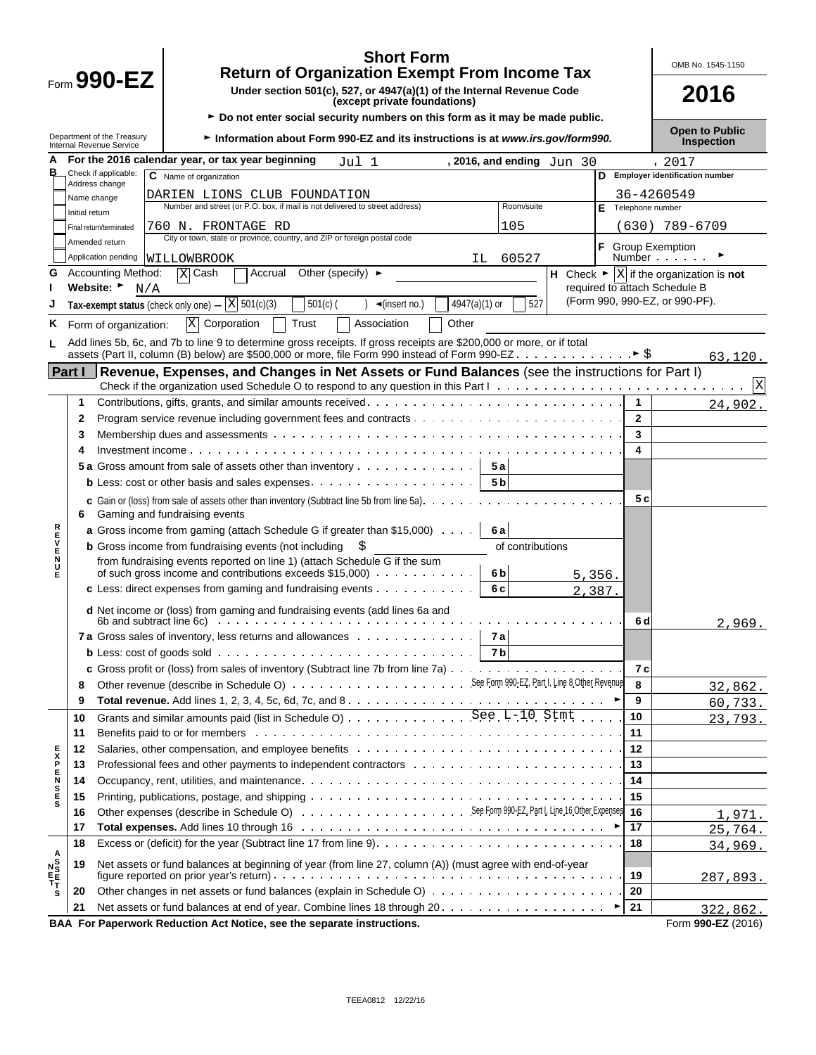Form **990-EZ**

# Short Form
## Return of Organization Exempt From Income Tax

**Under section 501(c), 527, or 4947(a)(1) of the Internal Revenue Code (except private foundations)**

► **Do not enter social security numbers on this form as it may be made public.**

► **Information about Form 990-EZ and its instructions is at *www.irs.gov/form990.***

Department of the Treasury
Internal Revenue Service

OMB No. 1545-1150

**2016**

**Open to Public Inspection**

**A For the 2016 calendar year, or tax year beginning** Jul 1 **, 2016, and ending** Jun 30 , 2017

**B** Check if applicable:
- Address change
- Name change
- Initial return
- Final return/terminated
- Amended return
- Application pending

**C** Name of organization: DARIEN LIONS CLUB FOUNDATION

Number and street (or P.O. box, if mail is not delivered to street address): 760 N. FRONTAGE RD — Room/suite: 105

City or town, state or province, country, and ZIP or foreign postal code: WILLOWBROOK IL 60527

**D Employer identification number:** 36-4260549

**E** Telephone number: (630) 789-6709

**F** Group Exemption Number ►

**G** Accounting Method: [X] Cash [ ] Accrual Other (specify) ►

**H** Check ► [X] if the organization is **not** required to attach Schedule B (Form 990, 990-EZ, or 990-PF).

**I Website:** ► N/A

**J Tax-exempt status** (check only one) – [X] 501(c)(3) [ ] 501(c) ( ) ◄(insert no.) [ ] 4947(a)(1) or [ ] 527

**K** Form of organization: [X] Corporation [ ] Trust [ ] Association [ ] Other

**L** Add lines 5b, 6c, and 7b to line 9 to determine gross receipts. If gross receipts are $200,000 or more, or if total assets (Part II, column (B) below) are $500,000 or more, file Form 990 instead of Form 990-EZ ► $ 63,120.

## Part I — Revenue, Expenses, and Changes in Net Assets or Fund Balances (see the instructions for Part I)

Check if the organization used Schedule O to respond to any question in this Part I [X]

| Section | Line | Description | Sub-line | Sub-amount | Line | Amount |
|---|---|---|---|---|---|---|
| REVENUE | 1 | Contributions, gifts, grants, and similar amounts received | | | 1 | 24,902. |
| | 2 | Program service revenue including government fees and contracts | | | 2 | |
| | 3 | Membership dues and assessments | | | 3 | |
| | 4 | Investment income | | | 4 | |
| | 5a | Gross amount from sale of assets other than inventory | 5a | | | |
| | b | Less: cost or other basis and sales expenses | 5b | | | |
| | c | Gain or (loss) from sale of assets other than inventory (Subtract line 5b from line 5a) | | | 5c | |
| | 6 | Gaming and fundraising events | | | | |
| | a | Gross income from gaming (attach Schedule G if greater than $15,000) | 6a | | | |
| | b | Gross income from fundraising events (not including $ of contributions from fundraising events reported on line 1) (attach Schedule G if the sum of such gross income and contributions exceeds $15,000) | 6b | 5,356. | | |
| | c | Less: direct expenses from gaming and fundraising events | 6c | 2,387. | | |
| | d | Net income or (loss) from gaming and fundraising events (add lines 6a and 6b and subtract line 6c) | | | 6d | 2,969. |
| | 7a | Gross sales of inventory, less returns and allowances | 7a | | | |
| | b | Less: cost of goods sold | 7b | | | |
| | c | Gross profit or (loss) from sales of inventory (Subtract line 7b from line 7a) | | | 7c | |
| | 8 | Other revenue (describe in Schedule O) See Form 990-EZ, Part I, Line 8 Other Revenue | | | 8 | 32,862. |
| | 9 | **Total revenue.** Add lines 1, 2, 3, 4, 5c, 6d, 7c, and 8 ► | | | 9 | 60,733. |
| EXPENSES | 10 | Grants and similar amounts paid (list in Schedule O) See L-10 Stmt | | | 10 | 23,793. |
| | 11 | Benefits paid to or for members | | | 11 | |
| | 12 | Salaries, other compensation, and employee benefits | | | 12 | |
| | 13 | Professional fees and other payments to independent contractors | | | 13 | |
| | 14 | Occupancy, rent, utilities, and maintenance | | | 14 | |
| | 15 | Printing, publications, postage, and shipping | | | 15 | |
| | 16 | Other expenses (describe in Schedule O) See Form 990-EZ, Part I, Line 16 Other Expenses | | | 16 | 1,971. |
| | 17 | **Total expenses.** Add lines 10 through 16 ► | | | 17 | 25,764. |
| NET ASSETS | 18 | Excess or (deficit) for the year (Subtract line 17 from line 9) | | | 18 | 34,969. |
| | 19 | Net assets or fund balances at beginning of year (from line 27, column (A)) (must agree with end-of-year figure reported on prior year's return) | | | 19 | 287,893. |
| | 20 | Other changes in net assets or fund balances (explain in Schedule O) | | | 20 | |
| | 21 | Net assets or fund balances at end of year. Combine lines 18 through 20 ► | | | 21 | 322,862. |

**BAA For Paperwork Reduction Act Notice, see the separate instructions.** Form **990-EZ** (2016)

TEEA0812 12/22/16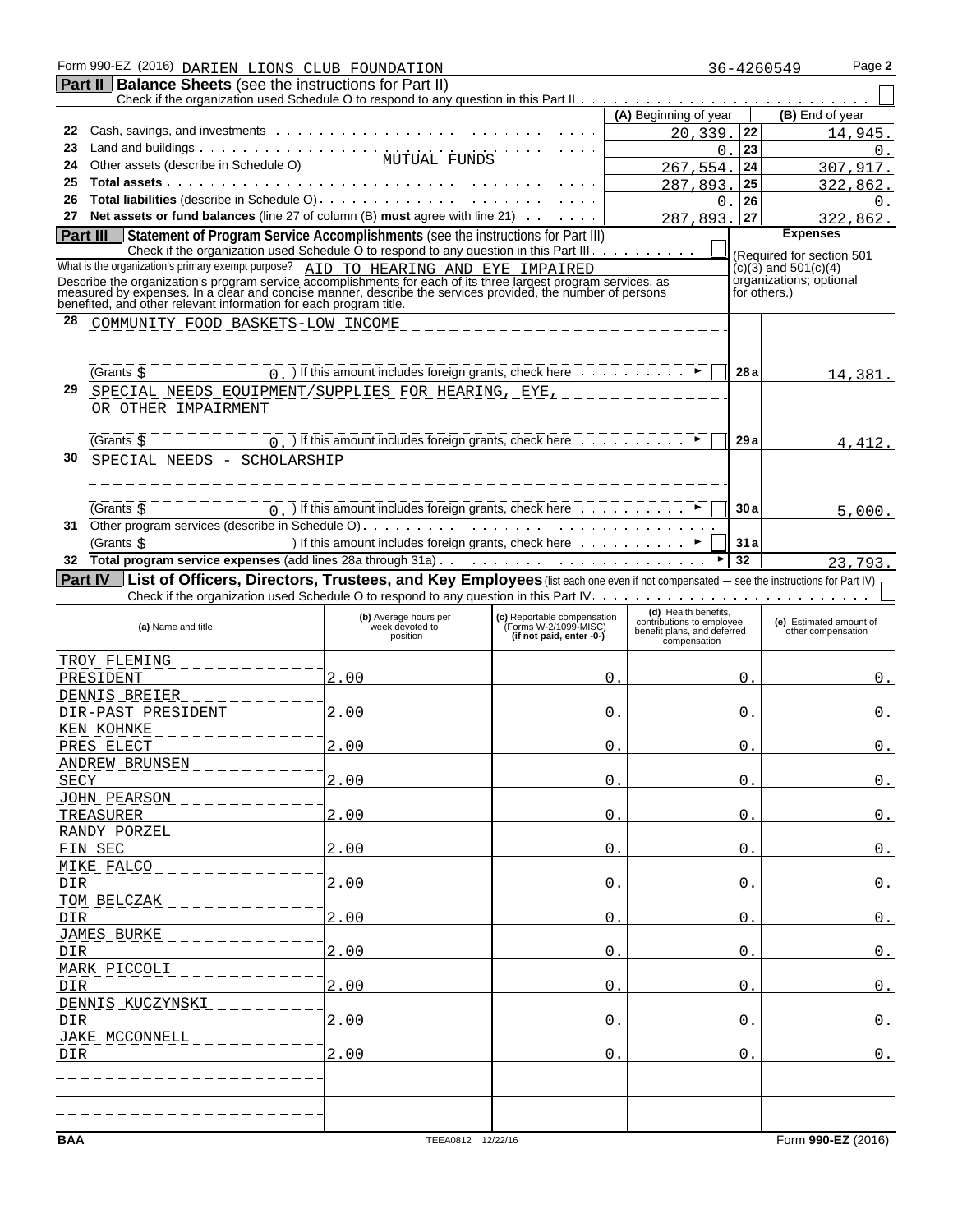Form 990-EZ (2016) DARIEN LIONS CLUB FOUNDATION 36-4260549 Page **2**

## Part II Balance Sheets (see the instructions for Part II)

Check if the organization used Schedule O to respond to any question in this Part II ☐

| | | (A) Beginning of year | | (B) End of year |
|---|---|---|---|---|
| 22 | Cash, savings, and investments | 20,339. | 22 | 14,945. |
| 23 | Land and buildings | 0. | 23 | 0. |
| 24 | Other assets (describe in Schedule O) MUTUAL FUNDS | 267,554. | 24 | 307,917. |
| 25 | **Total assets** | 287,893. | 25 | 322,862. |
| 26 | **Total liabilities** (describe in Schedule O) | 0. | 26 | 0. |
| 27 | **Net assets or fund balances** (line 27 of column (B) **must** agree with line 21) | 287,893. | 27 | 322,862. |

## Part III Statement of Program Service Accomplishments (see the instructions for Part III)

Check if the organization used Schedule O to respond to any question in this Part III ☐

What is the organization's primary exempt purpose? AID TO HEARING AND EYE IMPAIRED

Describe the organization's program service accomplishments for each of its three largest program services, as measured by expenses. In a clear and concise manner, describe the services provided, the number of persons benefited, and other relevant information for each program title.

**Expenses** (Required for section 501 (c)(3) and 501(c)(4) organizations; optional for others.)

| | | | Expenses |
|---|---|---|---|
| 28 | COMMUNITY FOOD BASKETS-LOW INCOME<br>(Grants $ 0. ) If this amount includes foreign grants, check here ☐ | 28a | 14,381. |
| 29 | SPECIAL NEEDS EQUIPMENT/SUPPLIES FOR HEARING, EYE, OR OTHER IMPAIRMENT<br>(Grants $ 0. ) If this amount includes foreign grants, check here ☐ | 29a | 4,412. |
| 30 | SPECIAL NEEDS - SCHOLARSHIP<br>(Grants $ 0. ) If this amount includes foreign grants, check here ☐ | 30a | 5,000. |
| 31 | Other program services (describe in Schedule O)<br>(Grants $ ) If this amount includes foreign grants, check here ☐ | 31a | |
| 32 | **Total program service expenses** (add lines 28a through 31a) | 32 | 23,793. |

## Part IV List of Officers, Directors, Trustees, and Key Employees (list each one even if not compensated — see the instructions for Part IV)

Check if the organization used Schedule O to respond to any question in this Part IV ☐

| (a) Name and title | (b) Average hours per week devoted to position | (c) Reportable compensation (Forms W-2/1099-MISC) (if not paid, enter -0-) | (d) Health benefits, contributions to employee benefit plans, and deferred compensation | (e) Estimated amount of other compensation |
|---|---|---|---|---|
| TROY FLEMING<br>PRESIDENT | 2.00 | 0. | 0. | 0. |
| DENNIS BREIER<br>DIR-PAST PRESIDENT | 2.00 | 0. | 0. | 0. |
| KEN KOHNKE<br>PRES ELECT | 2.00 | 0. | 0. | 0. |
| ANDREW BRUNSEN<br>SECY | 2.00 | 0. | 0. | 0. |
| JOHN PEARSON<br>TREASURER | 2.00 | 0. | 0. | 0. |
| RANDY PORZEL<br>FIN SEC | 2.00 | 0. | 0. | 0. |
| MIKE FALCO<br>DIR | 2.00 | 0. | 0. | 0. |
| TOM BELCZAK<br>DIR | 2.00 | 0. | 0. | 0. |
| JAMES BURKE<br>DIR | 2.00 | 0. | 0. | 0. |
| MARK PICCOLI<br>DIR | 2.00 | 0. | 0. | 0. |
| DENNIS KUCZYNSKI<br>DIR | 2.00 | 0. | 0. | 0. |
| JAKE MCCONNELL<br>DIR | 2.00 | 0. | 0. | 0. |
| | | | | |
| | | | | |

BAA TEEA0812 12/22/16 Form **990-EZ** (2016)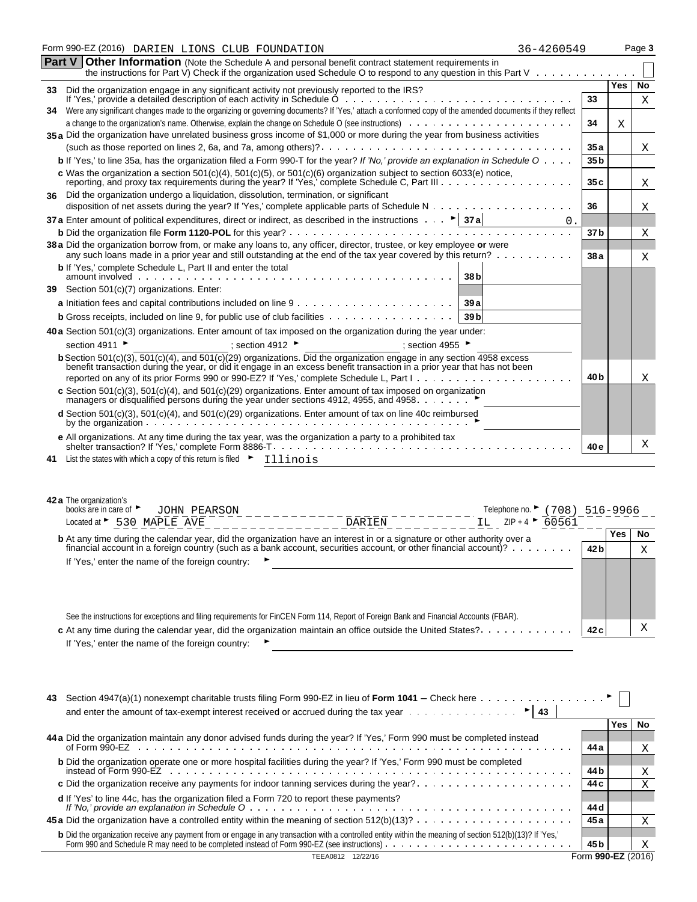Form 990-EZ (2016) DARIEN LIONS CLUB FOUNDATION 36-4260549 Page 3

**Part V** **Other Information** (Note the Schedule A and personal benefit contract statement requirements in the instructions for Part V) Check if the organization used Schedule O to respond to any question in this Part V ☐

| | | Line | Yes | No |
|---|---|---|---|---|
| **33** | Did the organization engage in any significant activity not previously reported to the IRS? If 'Yes,' provide a detailed description of each activity in Schedule O | 33 | | X |
| **34** | Were any significant changes made to the organizing or governing documents? If 'Yes,' attach a conformed copy of the amended documents if they reflect a change to the organization's name. Otherwise, explain the change on Schedule O (see instructions) | 34 | X | |
| **35a** | Did the organization have unrelated business gross income of $1,000 or more during the year from business activities (such as those reported on lines 2, 6a, and 7a, among others)? | 35a | | X |
| **b** | If 'Yes,' to line 35a, has the organization filed a Form 990-T for the year? *If 'No,' provide an explanation in Schedule O* | 35b | | |
| **c** | Was the organization a section 501(c)(4), 501(c)(5), or 501(c)(6) organization subject to section 6033(e) notice, reporting, and proxy tax requirements during the year? If 'Yes,' complete Schedule C, Part III | 35c | | X |
| **36** | Did the organization undergo a liquidation, dissolution, termination, or significant disposition of net assets during the year? If 'Yes,' complete applicable parts of Schedule N | 36 | | X |
| **37a** | Enter amount of political expenditures, direct or indirect, as described in the instructions ► **37a** 0. | | | |
| **b** | Did the organization file **Form 1120-POL** for this year? | 37b | | X |
| **38a** | Did the organization borrow from, or make any loans to, any officer, director, trustee, or key employee **or** were any such loans made in a prior year and still outstanding at the end of the tax year covered by this return? | 38a | | X |
| **b** | If 'Yes,' complete Schedule L, Part II and enter the total amount involved **38b** | | | |
| **39** | Section 501(c)(7) organizations. Enter: | | | |
| **a** | Initiation fees and capital contributions included on line 9 **39a** | | | |
| **b** | Gross receipts, included on line 9, for public use of club facilities **39b** | | | |
| **40a** | Section 501(c)(3) organizations. Enter amount of tax imposed on the organization during the year under: section 4911 ► ; section 4912 ► ; section 4955 ► | | | |
| **b** | Section 501(c)(3), 501(c)(4), and 501(c)(29) organizations. Did the organization engage in any section 4958 excess benefit transaction during the year, or did it engage in an excess benefit transaction in a prior year that has not been reported on any of its prior Forms 990 or 990-EZ? If 'Yes,' complete Schedule L, Part I | 40b | | X |
| **c** | Section 501(c)(3), 501(c)(4), and 501(c)(29) organizations. Enter amount of tax imposed on organization managers or disqualified persons during the year under sections 4912, 4955, and 4958 ► | | | |
| **d** | Section 501(c)(3), 501(c)(4), and 501(c)(29) organizations. Enter amount of tax on line 40c reimbursed by the organization ► | | | |
| **e** | All organizations. At any time during the tax year, was the organization a party to a prohibited tax shelter transaction? If 'Yes,' complete Form 8886-T | 40e | | X |

**41** List the states with which a copy of this return is filed ► Illinois

**42a** The organization's books are in care of ► JOHN PEARSON Telephone no. ► (708) 516-9966
Located at ► 530 MAPLE AVE DARIEN IL ZIP + 4 ► 60561

| | | Line | Yes | No |
|---|---|---|---|---|
| **b** | At any time during the calendar year, did the organization have an interest in or a signature or other authority over a financial account in a foreign country (such as a bank account, securities account, or other financial account)? If 'Yes,' enter the name of the foreign country: ► See the instructions for exceptions and filing requirements for FinCEN Form 114, Report of Foreign Bank and Financial Accounts (FBAR). | 42b | | X |
| **c** | At any time during the calendar year, did the organization maintain an office outside the United States? If 'Yes,' enter the name of the foreign country: ► | 42c | | X |

**43** Section 4947(a)(1) nonexempt charitable trusts filing Form 990-EZ in lieu of **Form 1041** – Check here ► ☐ and enter the amount of tax-exempt interest received or accrued during the tax year ► **43**

| | | Line | Yes | No |
|---|---|---|---|---|
| **44a** | Did the organization maintain any donor advised funds during the year? If 'Yes,' Form 990 must be completed instead of Form 990-EZ | 44a | | X |
| **b** | Did the organization operate one or more hospital facilities during the year? If 'Yes,' Form 990 must be completed instead of Form 990-EZ | 44b | | X |
| **c** | Did the organization receive any payments for indoor tanning services during the year? | 44c | | X |
| **d** | If 'Yes' to line 44c, has the organization filed a Form 720 to report these payments? *If 'No,' provide an explanation in Schedule O* | 44d | | |
| **45a** | Did the organization have a controlled entity within the meaning of section 512(b)(13)? | 45a | | X |
| **b** | Did the organization receive any payment from or engage in any transaction with a controlled entity within the meaning of section 512(b)(13)? If 'Yes,' Form 990 and Schedule R may need to be completed instead of Form 990-EZ (see instructions) | 45b | | X |

TEEA0812 12/22/16 Form **990-EZ** (2016)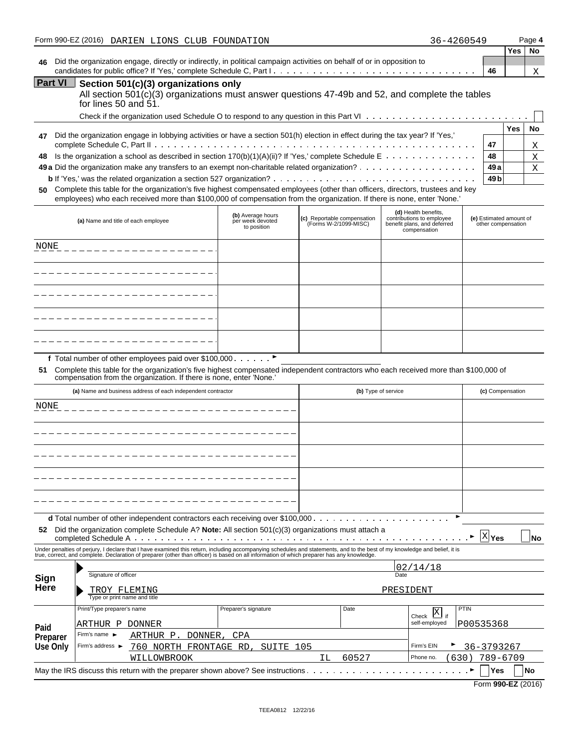Form 990-EZ (2016) DARIEN LIONS CLUB FOUNDATION 36-4260549 Page **4**

| | | | Yes | No |
|---|---|---|---|---|
| **46** | Did the organization engage, directly or indirectly, in political campaign activities on behalf of or in opposition to candidates for public office? If 'Yes,' complete Schedule C, Part I | **46** | | X |

## Part VI Section 501(c)(3) organizations only

All section 501(c)(3) organizations must answer questions 47-49b and 52, and complete the tables for lines 50 and 51.

Check if the organization used Schedule O to respond to any question in this Part VI ☐

| | | | Yes | No |
|---|---|---|---|---|
| **47** | Did the organization engage in lobbying activities or have a section 501(h) election in effect during the tax year? If 'Yes,' complete Schedule C, Part II | **47** | | X |
| **48** | Is the organization a school as described in section 170(b)(1)(A)(ii)? If 'Yes,' complete Schedule E | **48** | | X |
| **49a** | Did the organization make any transfers to an exempt non-charitable related organization? | **49a** | | X |
| **b** | If 'Yes,' was the related organization a section 527 organization? | **49b** | | |

**50** Complete this table for the organization's five highest compensated employees (other than officers, directors, trustees and key employees) who each received more than $100,000 of compensation from the organization. If there is none, enter 'None.'

| (a) Name and title of each employee | (b) Average hours per week devoted to position | (c) Reportable compensation (Forms W-2/1099-MISC) | (d) Health benefits, contributions to employee benefit plans, and deferred compensation | (e) Estimated amount of other compensation |
|---|---|---|---|---|
| NONE | | | | |
| | | | | |
| | | | | |
| | | | | |
| | | | | |

**f** Total number of other employees paid over $100,000 ►

**51** Complete this table for the organization's five highest compensated independent contractors who each received more than $100,000 of compensation from the organization. If there is none, enter 'None.'

| (a) Name and business address of each independent contractor | (b) Type of service | (c) Compensation |
|---|---|---|
| NONE | | |
| | | |
| | | |
| | | |
| | | |

**d** Total number of other independent contractors each receiving over $100,000 ►

**52** Did the organization complete Schedule A? **Note:** All section 501(c)(3) organizations must attach a completed Schedule A ► ☒ **Yes** ☐ **No**

Under penalties of perjury, I declare that I have examined this return, including accompanying schedules and statements, and to the best of my knowledge and belief, it is true, correct, and complete. Declaration of preparer (other than officer) is based on all information of which preparer has any knowledge.

**Sign Here**

Signature of officer — Date: 02/14/18

TROY FLEMING — PRESIDENT
Type or print name and title

**Paid Preparer Use Only**

| Print/Type preparer's name | Preparer's signature | Date | Check ☒ if self-employed | PTIN |
|---|---|---|---|---|
| ARTHUR P DONNER | | | | P00535368 |

Firm's name ► ARTHUR P. DONNER, CPA

Firm's address ► 760 NORTH FRONTAGE RD, SUITE 105, WILLOWBROOK IL 60527

Firm's EIN ► 36-3793267

Phone no. (630) 789-6709

May the IRS discuss this return with the preparer shown above? See instructions ► ☐ Yes ☐ No

Form **990-EZ** (2016)

TEEA0812 12/22/16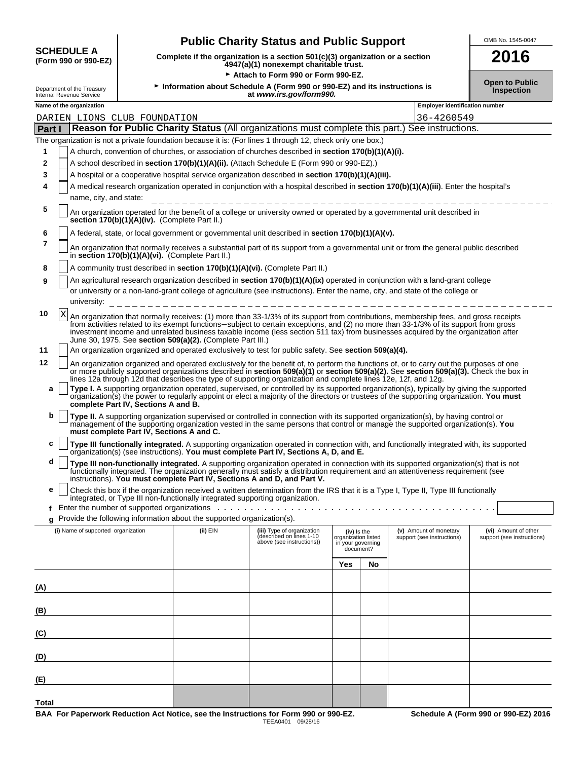**SCHEDULE A**
**(Form 990 or 990-EZ)**

Department of the Treasury
Internal Revenue Service

# Public Charity Status and Public Support

**Complete if the organization is a section 501(c)(3) organization or a section 4947(a)(1) nonexempt charitable trust.**

► **Attach to Form 990 or Form 990-EZ.**

► **Information about Schedule A (Form 990 or 990-EZ) and its instructions is at** ***www.irs.gov/form990.***

OMB No. 1545-0047

**2016**

**Open to Public Inspection**

| Name of the organization | Employer identification number |
|---|---|
| DARIEN LIONS CLUB FOUNDATION | 36-4260549 |

## Part I — Reason for Public Charity Status (All organizations must complete this part.) See instructions.

The organization is not a private foundation because it is: (For lines 1 through 12, check only one box.)

1. [ ] A church, convention of churches, or association of churches described in **section 170(b)(1)(A)(i).**
2. [ ] A school described in **section 170(b)(1)(A)(ii).** (Attach Schedule E (Form 990 or 990-EZ).)
3. [ ] A hospital or a cooperative hospital service organization described in **section 170(b)(1)(A)(iii).**
4. [ ] A medical research organization operated in conjunction with a hospital described in **section 170(b)(1)(A)(iii)**. Enter the hospital's name, city, and state:
5. [ ] An organization operated for the benefit of a college or university owned or operated by a governmental unit described in **section 170(b)(1)(A)(iv).** (Complete Part II.)
6. [ ] A federal, state, or local government or governmental unit described in **section 170(b)(1)(A)(v).**
7. [ ] An organization that normally receives a substantial part of its support from a governmental unit or from the general public described in **section 170(b)(1)(A)(vi).** (Complete Part II.)
8. [ ] A community trust described in **section 170(b)(1)(A)(vi).** (Complete Part II.)
9. [ ] An agricultural research organization described in **section 170(b)(1)(A)(ix)** operated in conjunction with a land-grant college or university or a non-land-grant college of agriculture (see instructions). Enter the name, city, and state of the college or university:
10. [X] An organization that normally receives: (1) more than 33-1/3% of its support from contributions, membership fees, and gross receipts from activities related to its exempt functions–subject to certain exceptions, and (2) no more than 33-1/3% of its support from gross investment income and unrelated business taxable income (less section 511 tax) from businesses acquired by the organization after June 30, 1975. See **section 509(a)(2).** (Complete Part III.)
11. [ ] An organization organized and operated exclusively to test for public safety. See **section 509(a)(4).**
12. [ ] An organization organized and operated exclusively for the benefit of, to perform the functions of, or to carry out the purposes of one or more publicly supported organizations described in **section 509(a)(1)** or **section 509(a)(2).** See **section 509(a)(3).** Check the box in lines 12a through 12d that describes the type of supporting organization and complete lines 12e, 12f, and 12g.
   - **a** [ ] **Type I.** A supporting organization operated, supervised, or controlled by its supported organization(s), typically by giving the supported organization(s) the power to regularly appoint or elect a majority of the directors or trustees of the supporting organization. **You must complete Part IV, Sections A and B.**
   - **b** [ ] **Type II.** A supporting organization supervised or controlled in connection with its supported organization(s), by having control or management of the supporting organization vested in the same persons that control or manage the supported organization(s). **You must complete Part IV, Sections A and C.**
   - **c** [ ] **Type III functionally integrated.** A supporting organization operated in connection with, and functionally integrated with, its supported organization(s) (see instructions). **You must complete Part IV, Sections A, D, and E.**
   - **d** [ ] **Type III non-functionally integrated.** A supporting organization operated in connection with its supported organization(s) that is not functionally integrated. The organization generally must satisfy a distribution requirement and an attentiveness requirement (see instructions). **You must complete Part IV, Sections A and D, and Part V.**
   - **e** [ ] Check this box if the organization received a written determination from the IRS that it is a Type I, Type II, Type III functionally integrated, or Type III non-functionally integrated supporting organization.
   - **f** Enter the number of supported organizations
   - **g** Provide the following information about the supported organization(s).

| (i) Name of supported organization | (ii) EIN | (iii) Type of organization (described on lines 1-10 above (see instructions)) | (iv) Is the organization listed in your governing document? Yes | No | (v) Amount of monetary support (see instructions) | (vi) Amount of other support (see instructions) |
|---|---|---|---|---|---|---|
| (A) | | | | | | |
| (B) | | | | | | |
| (C) | | | | | | |
| (D) | | | | | | |
| (E) | | | | | | |
| Total | | | | | | |

**BAA For Paperwork Reduction Act Notice, see the Instructions for Form 990 or 990-EZ.** TEEA0401 09/28/16 **Schedule A (Form 990 or 990-EZ) 2016**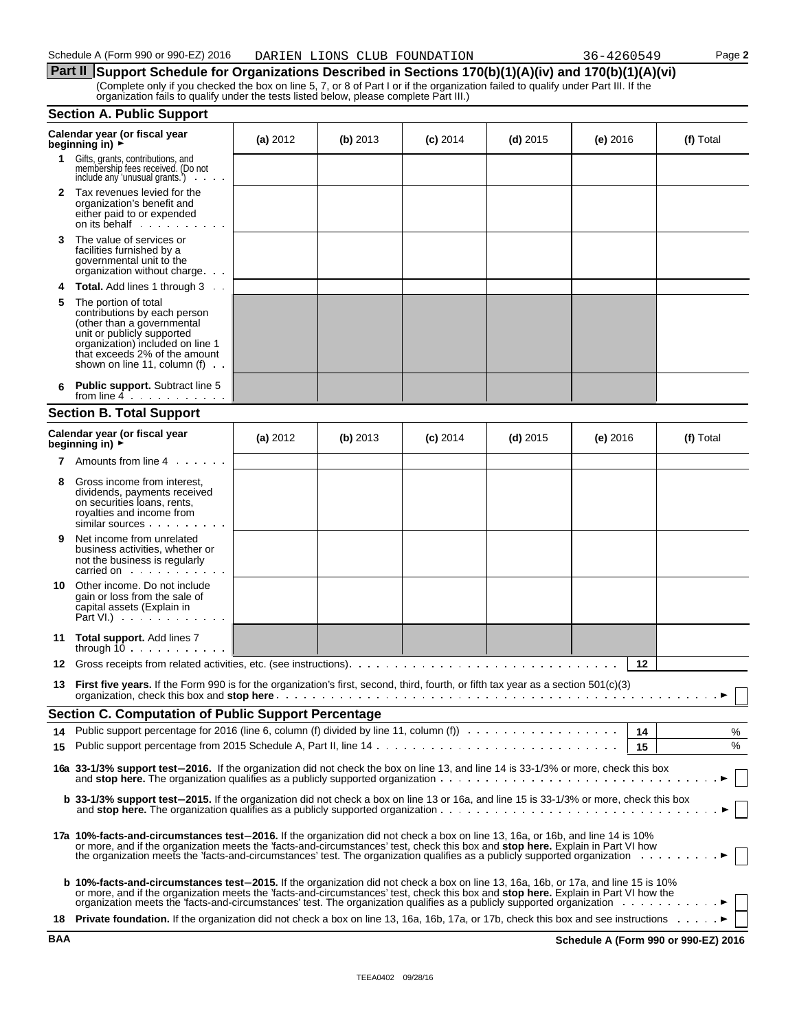Schedule A (Form 990 or 990-EZ) 2016 DARIEN LIONS CLUB FOUNDATION 36-4260549 Page **2**

## Part II Support Schedule for Organizations Described in Sections 170(b)(1)(A)(iv) and 170(b)(1)(A)(vi)

(Complete only if you checked the box on line 5, 7, or 8 of Part I or if the organization failed to qualify under Part III. If the organization fails to qualify under the tests listed below, please complete Part III.)

### Section A. Public Support

| Calendar year (or fiscal year beginning in) ► | (a) 2012 | (b) 2013 | (c) 2014 | (d) 2015 | (e) 2016 | (f) Total |
|---|---|---|---|---|---|---|
| **1** Gifts, grants, contributions, and membership fees received. (Do not include any 'unusual grants.') | | | | | | |
| **2** Tax revenues levied for the organization's benefit and either paid to or expended on its behalf | | | | | | |
| **3** The value of services or facilities furnished by a governmental unit to the organization without charge | | | | | | |
| **4 Total.** Add lines 1 through 3 | | | | | | |
| **5** The portion of total contributions by each person (other than a governmental unit or publicly supported organization) included on line 1 that exceeds 2% of the amount shown on line 11, column (f) | | | | | | |
| **6 Public support.** Subtract line 5 from line 4 | | | | | | |

### Section B. Total Support

| Calendar year (or fiscal year beginning in) ► | (a) 2012 | (b) 2013 | (c) 2014 | (d) 2015 | (e) 2016 | (f) Total |
|---|---|---|---|---|---|---|
| **7** Amounts from line 4 | | | | | | |
| **8** Gross income from interest, dividends, payments received on securities loans, rents, royalties and income from similar sources | | | | | | |
| **9** Net income from unrelated business activities, whether or not the business is regularly carried on | | | | | | |
| **10** Other income. Do not include gain or loss from the sale of capital assets (Explain in Part VI.) | | | | | | |
| **11 Total support.** Add lines 7 through 10 | | | | | | |

**12** Gross receipts from related activities, etc. (see instructions) **12**

**13 First five years.** If the Form 990 is for the organization's first, second, third, fourth, or fifth tax year as a section 501(c)(3) organization, check this box and **stop here** ► ☐

### Section C. Computation of Public Support Percentage

**14** Public support percentage for 2016 (line 6, column (f) divided by line 11, column (f)) **14** %

**15** Public support percentage from 2015 Schedule A, Part II, line 14 **15** %

**16a 33-1/3% support test–2016.** If the organization did not check the box on line 13, and line 14 is 33-1/3% or more, check this box and **stop here.** The organization qualifies as a publicly supported organization ► ☐

**b 33-1/3% support test–2015.** If the organization did not check a box on line 13 or 16a, and line 15 is 33-1/3% or more, check this box and **stop here.** The organization qualifies as a publicly supported organization ► ☐

**17a 10%-facts-and-circumstances test–2016.** If the organization did not check a box on line 13, 16a, or 16b, and line 14 is 10% or more, and if the organization meets the 'facts-and-circumstances' test, check this box and **stop here.** Explain in Part VI how the organization meets the 'facts-and-circumstances' test. The organization qualifies as a publicly supported organization ► ☐

**b 10%-facts-and-circumstances test–2015.** If the organization did not check a box on line 13, 16a, 16b, or 17a, and line 15 is 10% or more, and if the organization meets the 'facts-and-circumstances' test, check this box and **stop here.** Explain in Part VI how the organization meets the 'facts-and-circumstances' test. The organization qualifies as a publicly supported organization ► ☐

**18 Private foundation.** If the organization did not check a box on line 13, 16a, 16b, 17a, or 17b, check this box and see instructions ► ☐

**BAA** **Schedule A (Form 990 or 990-EZ) 2016**

TEEA0402 09/28/16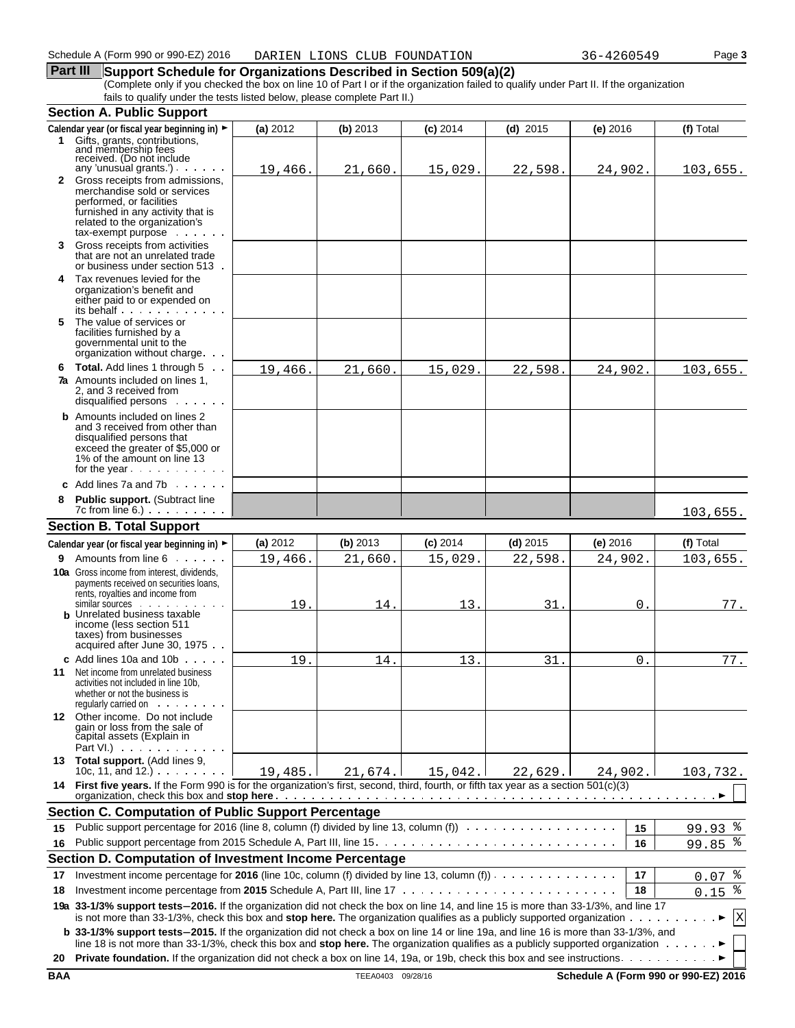Schedule A (Form 990 or 990-EZ) 2016 DARIEN LIONS CLUB FOUNDATION 36-4260549 Page 3

## Part III Support Schedule for Organizations Described in Section 509(a)(2)

(Complete only if you checked the box on line 10 of Part I or if the organization failed to qualify under Part II. If the organization fails to qualify under the tests listed below, please complete Part II.)

### Section A. Public Support

| Calendar year (or fiscal year beginning in) ► | (a) 2012 | (b) 2013 | (c) 2014 | (d) 2015 | (e) 2016 | (f) Total |
|---|---|---|---|---|---|---|
| **1** Gifts, grants, contributions, and membership fees received. (Do not include any 'unusual grants.') | 19,466. | 21,660. | 15,029. | 22,598. | 24,902. | 103,655. |
| **2** Gross receipts from admissions, merchandise sold or services performed, or facilities furnished in any activity that is related to the organization's tax-exempt purpose | | | | | | |
| **3** Gross receipts from activities that are not an unrelated trade or business under section 513 | | | | | | |
| **4** Tax revenues levied for the organization's benefit and either paid to or expended on its behalf | | | | | | |
| **5** The value of services or facilities furnished by a governmental unit to the organization without charge | | | | | | |
| **6 Total.** Add lines 1 through 5 | 19,466. | 21,660. | 15,029. | 22,598. | 24,902. | 103,655. |
| **7a** Amounts included on lines 1, 2, and 3 received from disqualified persons | | | | | | |
| **b** Amounts included on lines 2 and 3 received from other than disqualified persons that exceed the greater of $5,000 or 1% of the amount on line 13 for the year | | | | | | |
| **c** Add lines 7a and 7b | | | | | | |
| **8 Public support.** (Subtract line 7c from line 6.) | | | | | | 103,655. |

### Section B. Total Support

| Calendar year (or fiscal year beginning in) ► | (a) 2012 | (b) 2013 | (c) 2014 | (d) 2015 | (e) 2016 | (f) Total |
|---|---|---|---|---|---|---|
| **9** Amounts from line 6 | 19,466. | 21,660. | 15,029. | 22,598. | 24,902. | 103,655. |
| **10a** Gross income from interest, dividends, payments received on securities loans, rents, royalties and income from similar sources | 19. | 14. | 13. | 31. | 0. | 77. |
| **b** Unrelated business taxable income (less section 511 taxes) from businesses acquired after June 30, 1975 | | | | | | |
| **c** Add lines 10a and 10b | 19. | 14. | 13. | 31. | 0. | 77. |
| **11** Net income from unrelated business activities not included in line 10b, whether or not the business is regularly carried on | | | | | | |
| **12** Other income. Do not include gain or loss from the sale of capital assets (Explain in Part VI.) | | | | | | |
| **13 Total support.** (Add lines 9, 10c, 11, and 12.) | 19,485. | 21,674. | 15,042. | 22,629. | 24,902. | 103,732. |

**14 First five years.** If the Form 990 is for the organization's first, second, third, fourth, or fifth tax year as a section 501(c)(3) organization, check this box and **stop here** ► ☐

### Section C. Computation of Public Support Percentage

| | | | |
|---|---|---|---|
| **15** | Public support percentage for 2016 (line 8, column (f) divided by line 13, column (f)) | 15 | 99.93 % |
| **16** | Public support percentage from 2015 Schedule A, Part III, line 15 | 16 | 99.85 % |

### Section D. Computation of Investment Income Percentage

| | | | |
|---|---|---|---|
| **17** | Investment income percentage for **2016** (line 10c, column (f) divided by line 13, column (f)) | 17 | 0.07 % |
| **18** | Investment income percentage from **2015** Schedule A, Part III, line 17 | 18 | 0.15 % |

**19a 33-1/3% support tests–2016.** If the organization did not check the box on line 14, and line 15 is more than 33-1/3%, and line 17 is not more than 33-1/3%, check this box and **stop here.** The organization qualifies as a publicly supported organization ► ☒

**b 33-1/3% support tests–2015.** If the organization did not check a box on line 14 or line 19a, and line 16 is more than 33-1/3%, and line 18 is not more than 33-1/3%, check this box and **stop here.** The organization qualifies as a publicly supported organization ► ☐

**20 Private foundation.** If the organization did not check a box on line 14, 19a, or 19b, check this box and see instructions ► ☐

BAA TEEA0403 09/28/16 Schedule A (Form 990 or 990-EZ) 2016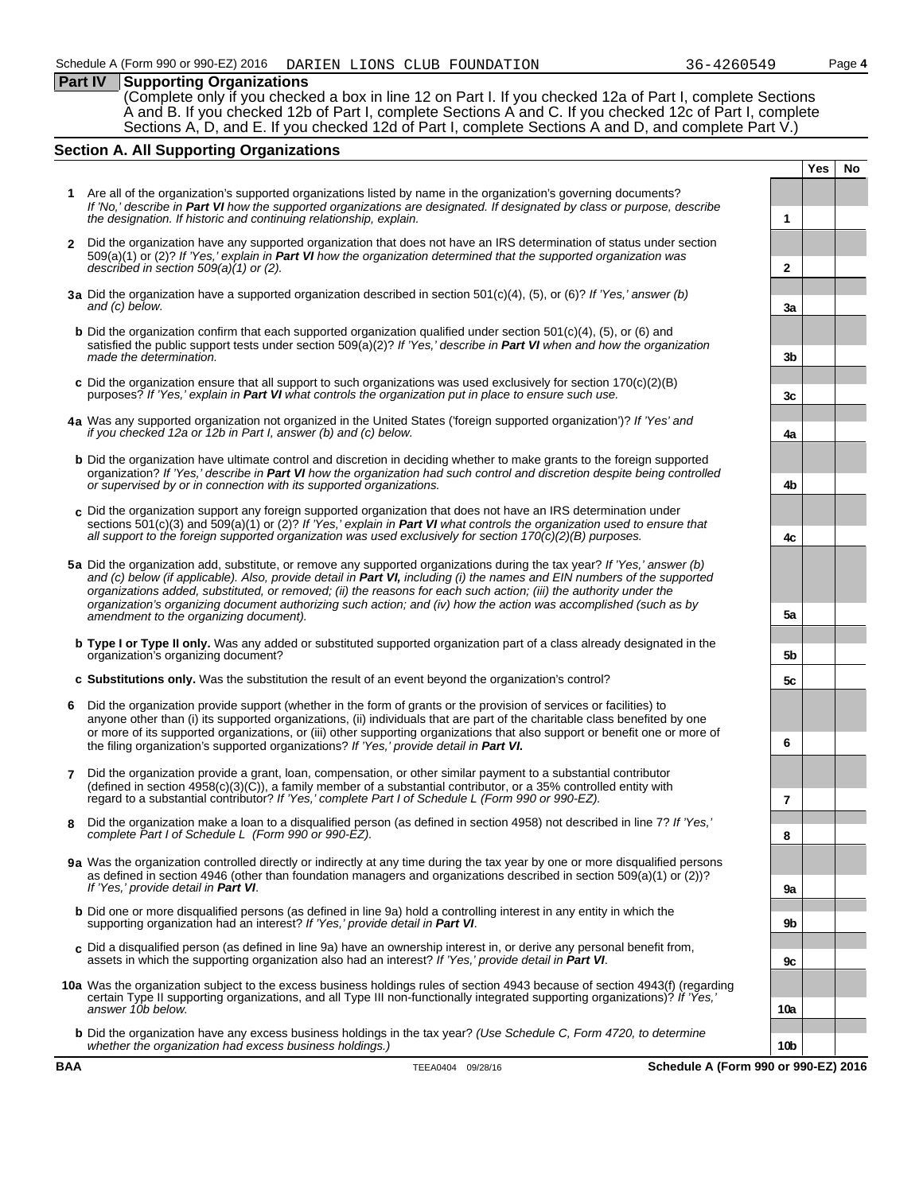Schedule A (Form 990 or 990-EZ) 2016 DARIEN LIONS CLUB FOUNDATION 36-4260549

## Part IV Supporting Organizations

(Complete only if you checked a box in line 12 on Part I. If you checked 12a of Part I, complete Sections A and B. If you checked 12b of Part I, complete Sections A and C. If you checked 12c of Part I, complete Sections A, D, and E. If you checked 12d of Part I, complete Sections A and D, and complete Part V.)

### Section A. All Supporting Organizations

| | | | Yes | No |
|---|---|---|---|---|
| **1** | Are all of the organization's supported organizations listed by name in the organization's governing documents? *If 'No,' describe in **Part VI** how the supported organizations are designated. If designated by class or purpose, describe the designation. If historic and continuing relationship, explain.* | 1 | | |
| **2** | Did the organization have any supported organization that does not have an IRS determination of status under section 509(a)(1) or (2)? *If 'Yes,' explain in **Part VI** how the organization determined that the supported organization was described in section 509(a)(1) or (2).* | 2 | | |
| **3a** | Did the organization have a supported organization described in section 501(c)(4), (5), or (6)? *If 'Yes,' answer (b) and (c) below.* | 3a | | |
| **b** | Did the organization confirm that each supported organization qualified under section 501(c)(4), (5), or (6) and satisfied the public support tests under section 509(a)(2)? *If 'Yes,' describe in **Part VI** when and how the organization made the determination.* | 3b | | |
| **c** | Did the organization ensure that all support to such organizations was used exclusively for section 170(c)(2)(B) purposes? *If 'Yes,' explain in **Part VI** what controls the organization put in place to ensure such use.* | 3c | | |
| **4a** | Was any supported organization not organized in the United States ('foreign supported organization')? *If 'Yes' and if you checked 12a or 12b in Part I, answer (b) and (c) below.* | 4a | | |
| **b** | Did the organization have ultimate control and discretion in deciding whether to make grants to the foreign supported organization? *If 'Yes,' describe in **Part VI** how the organization had such control and discretion despite being controlled or supervised by or in connection with its supported organizations.* | 4b | | |
| **c** | Did the organization support any foreign supported organization that does not have an IRS determination under sections 501(c)(3) and 509(a)(1) or (2)? *If 'Yes,' explain in **Part VI** what controls the organization used to ensure that all support to the foreign supported organization was used exclusively for section 170(c)(2)(B) purposes.* | 4c | | |
| **5a** | Did the organization add, substitute, or remove any supported organizations during the tax year? *If 'Yes,' answer (b) and (c) below (if applicable). Also, provide detail in **Part VI,** including (i) the names and EIN numbers of the supported organizations added, substituted, or removed; (ii) the reasons for each such action; (iii) the authority under the organization's organizing document authorizing such action; and (iv) how the action was accomplished (such as by amendment to the organizing document).* | 5a | | |
| **b** | **Type I or Type II only.** Was any added or substituted supported organization part of a class already designated in the organization's organizing document? | 5b | | |
| **c** | **Substitutions only.** Was the substitution the result of an event beyond the organization's control? | 5c | | |
| **6** | Did the organization provide support (whether in the form of grants or the provision of services or facilities) to anyone other than (i) its supported organizations, (ii) individuals that are part of the charitable class benefited by one or more of its supported organizations, or (iii) other supporting organizations that also support or benefit one or more of the filing organization's supported organizations? *If 'Yes,' provide detail in **Part VI.*** | 6 | | |
| **7** | Did the organization provide a grant, loan, compensation, or other similar payment to a substantial contributor (defined in section 4958(c)(3)(C)), a family member of a substantial contributor, or a 35% controlled entity with regard to a substantial contributor? *If 'Yes,' complete Part I of Schedule L (Form 990 or 990-EZ).* | 7 | | |
| **8** | Did the organization make a loan to a disqualified person (as defined in section 4958) not described in line 7? *If 'Yes,' complete Part I of Schedule L (Form 990 or 990-EZ).* | 8 | | |
| **9a** | Was the organization controlled directly or indirectly at any time during the tax year by one or more disqualified persons as defined in section 4946 (other than foundation managers and organizations described in section 509(a)(1) or (2))? *If 'Yes,' provide detail in **Part VI**.* | 9a | | |
| **b** | Did one or more disqualified persons (as defined in line 9a) hold a controlling interest in any entity in which the supporting organization had an interest? *If 'Yes,' provide detail in **Part VI**.* | 9b | | |
| **c** | Did a disqualified person (as defined in line 9a) have an ownership interest in, or derive any personal benefit from, assets in which the supporting organization also had an interest? *If 'Yes,' provide detail in **Part VI**.* | 9c | | |
| **10a** | Was the organization subject to the excess business holdings rules of section 4943 because of section 4943(f) (regarding certain Type II supporting organizations, and all Type III non-functionally integrated supporting organizations)? *If 'Yes,' answer 10b below.* | 10a | | |
| **b** | Did the organization have any excess business holdings in the tax year? *(Use Schedule C, Form 4720, to determine whether the organization had excess business holdings.)* | 10b | | |

BAA TEEA0404 09/28/16 Schedule A (Form 990 or 990-EZ) 2016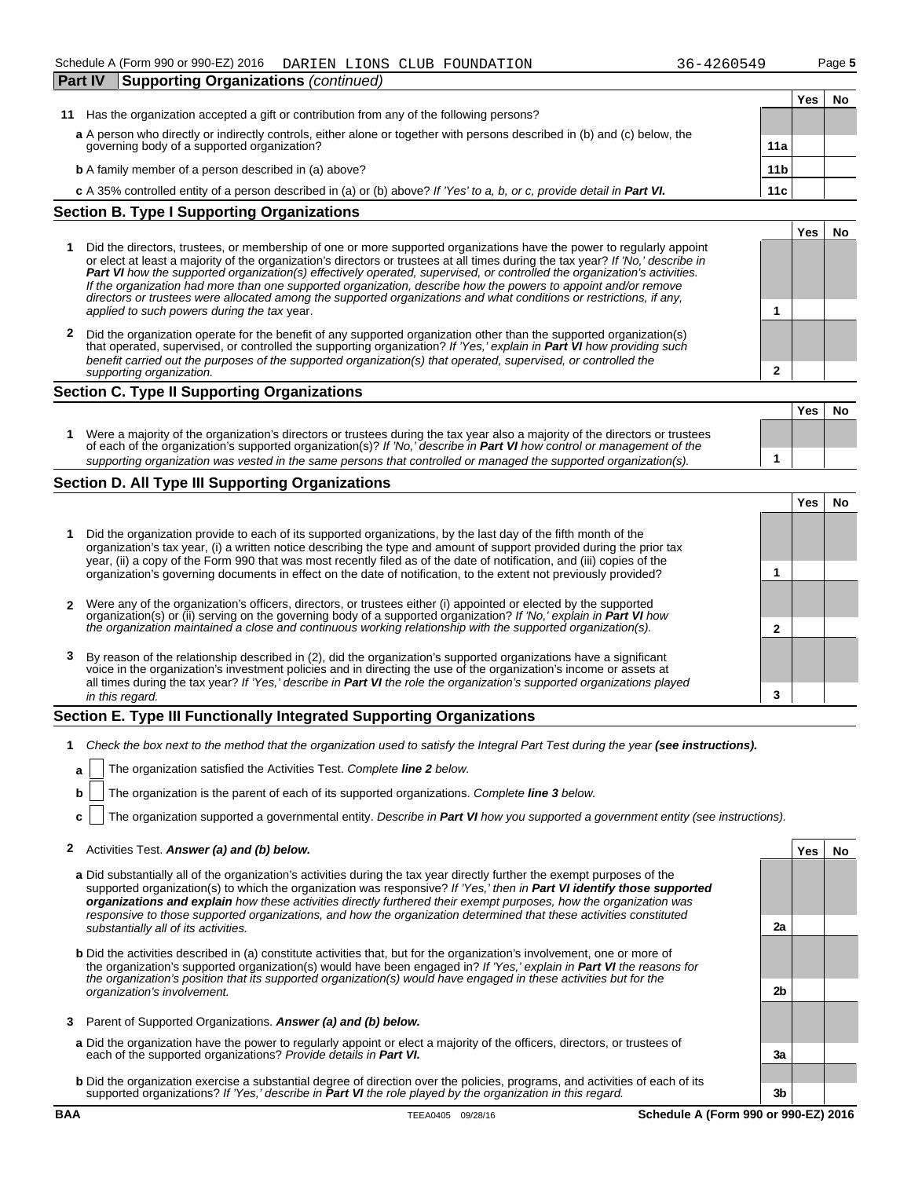Schedule A (Form 990 or 990-EZ) 2016 DARIEN LIONS CLUB FOUNDATION 36-4260549

## Part IV Supporting Organizations *(continued)*

| | | | Yes | No |
|---|---|---|---|---|
| **11** | Has the organization accepted a gift or contribution from any of the following persons? | | | |
| | **a** A person who directly or indirectly controls, either alone or together with persons described in (b) and (c) below, the governing body of a supported organization? | **11a** | | |
| | **b** A family member of a person described in (a) above? | **11b** | | |
| | **c** A 35% controlled entity of a person described in (a) or (b) above? *If 'Yes' to a, b, or c, provide detail in **Part VI.*** | **11c** | | |

### Section B. Type I Supporting Organizations

| | | | Yes | No |
|---|---|---|---|---|
| **1** | Did the directors, trustees, or membership of one or more supported organizations have the power to regularly appoint or elect at least a majority of the organization's directors or trustees at all times during the tax year? *If 'No,' describe in **Part VI** how the supported organization(s) effectively operated, supervised, or controlled the organization's activities. If the organization had more than one supported organization, describe how the powers to appoint and/or remove directors or trustees were allocated among the supported organizations and what conditions or restrictions, if any, applied to such powers during the tax* year. | **1** | | |
| **2** | Did the organization operate for the benefit of any supported organization other than the supported organization(s) that operated, supervised, or controlled the supporting organization? *If 'Yes,' explain in **Part VI** how providing such benefit carried out the purposes of the supported organization(s) that operated, supervised, or controlled the supporting organization.* | **2** | | |

### Section C. Type II Supporting Organizations

| | | | Yes | No |
|---|---|---|---|---|
| **1** | Were a majority of the organization's directors or trustees during the tax year also a majority of the directors or trustees of each of the organization's supported organization(s)? *If 'No,' describe in **Part VI** how control or management of the supporting organization was vested in the same persons that controlled or managed the supported organization(s).* | **1** | | |

### Section D. All Type III Supporting Organizations

| | | | Yes | No |
|---|---|---|---|---|
| **1** | Did the organization provide to each of its supported organizations, by the last day of the fifth month of the organization's tax year, (i) a written notice describing the type and amount of support provided during the prior tax year, (ii) a copy of the Form 990 that was most recently filed as of the date of notification, and (iii) copies of the organization's governing documents in effect on the date of notification, to the extent not previously provided? | **1** | | |
| **2** | Were any of the organization's officers, directors, or trustees either (i) appointed or elected by the supported organization(s) or (ii) serving on the governing body of a supported organization? *If 'No,' explain in **Part VI** how the organization maintained a close and continuous working relationship with the supported organization(s).* | **2** | | |
| **3** | By reason of the relationship described in (2), did the organization's supported organizations have a significant voice in the organization's investment policies and in directing the use of the organization's income or assets at all times during the tax year? *If 'Yes,' describe in **Part VI** the role the organization's supported organizations played in this regard.* | **3** | | |

### Section E. Type III Functionally Integrated Supporting Organizations

**1** *Check the box next to the method that the organization used to satisfy the Integral Part Test during the year **(see instructions).***

**a** ☐ The organization satisfied the Activities Test. *Complete **line 2** below.*

**b** ☐ The organization is the parent of each of its supported organizations. *Complete **line 3** below.*

**c** ☐ The organization supported a governmental entity. *Describe in **Part VI** how you supported a government entity (see instructions).*

| | | | Yes | No |
|---|---|---|---|---|
| **2** | Activities Test. ***Answer (a) and (b) below.*** | | | |
| | **a** Did substantially all of the organization's activities during the tax year directly further the exempt purposes of the supported organization(s) to which the organization was responsive? *If 'Yes,' then in **Part VI identify those supported organizations and explain** how these activities directly furthered their exempt purposes, how the organization was responsive to those supported organizations, and how the organization determined that these activities constituted substantially all of its activities.* | **2a** | | |
| | **b** Did the activities described in (a) constitute activities that, but for the organization's involvement, one or more of the organization's supported organization(s) would have been engaged in? *If 'Yes,' explain in **Part VI** the reasons for the organization's position that its supported organization(s) would have engaged in these activities but for the organization's involvement.* | **2b** | | |
| **3** | Parent of Supported Organizations. ***Answer (a) and (b) below.*** | | | |
| | **a** Did the organization have the power to regularly appoint or elect a majority of the officers, directors, or trustees of each of the supported organizations? *Provide details in **Part VI.*** | **3a** | | |
| | **b** Did the organization exercise a substantial degree of direction over the policies, programs, and activities of each of its supported organizations? *If 'Yes,' describe in **Part VI** the role played by the organization in this regard.* | **3b** | | |

BAA TEEA0405 09/28/16 Schedule A (Form 990 or 990-EZ) 2016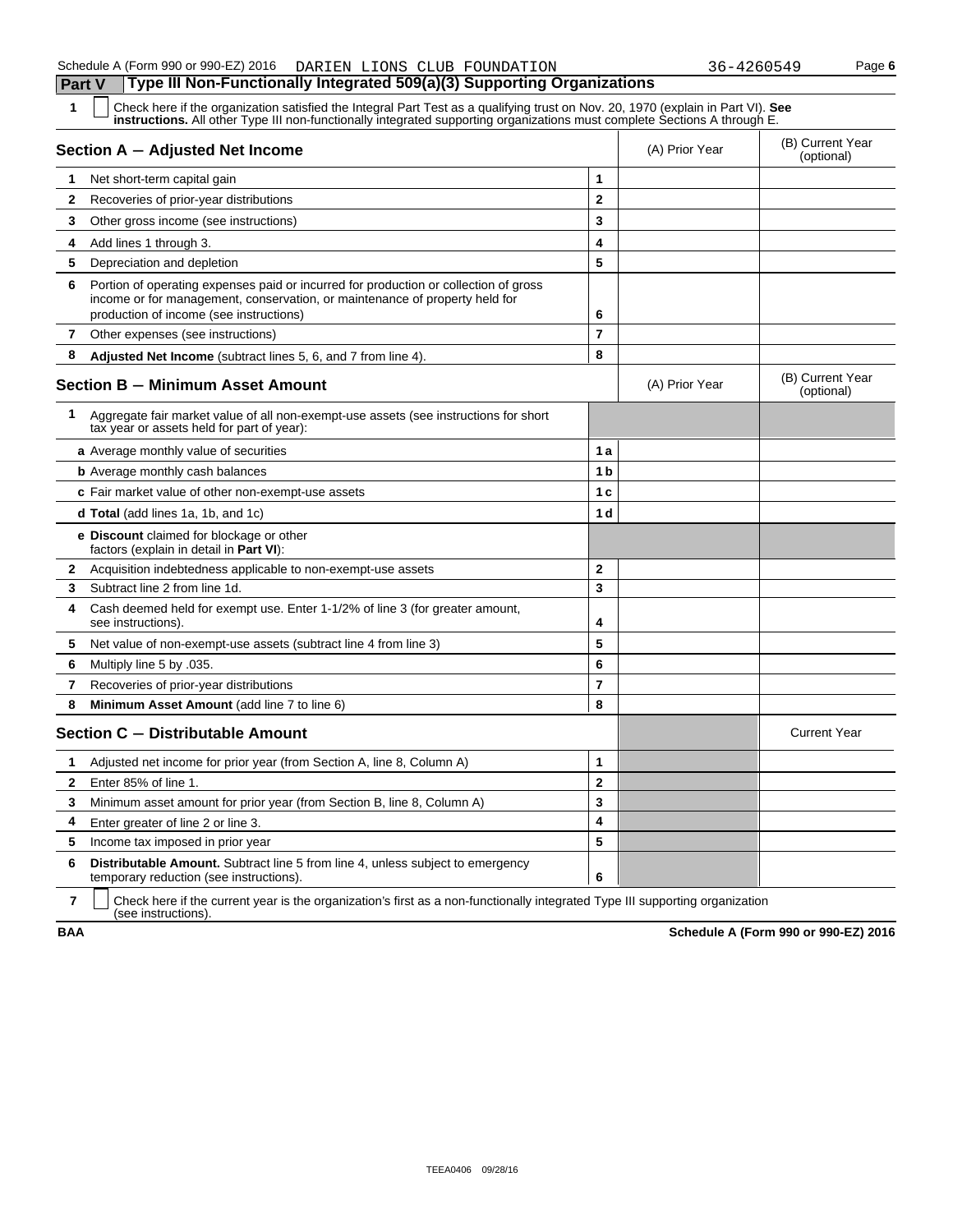Schedule A (Form 990 or 990-EZ) 2016 DARIEN LIONS CLUB FOUNDATION 36-4260549 Page 6

## Part V Type III Non-Functionally Integrated 509(a)(3) Supporting Organizations

**1** ☐ Check here if the organization satisfied the Integral Part Test as a qualifying trust on Nov. 20, 1970 (explain in Part VI). **See instructions.** All other Type III non-functionally integrated supporting organizations must complete Sections A through E.

| **Section A — Adjusted Net Income** | | (A) Prior Year | (B) Current Year (optional) |
|---|---|---|---|
| **1** Net short-term capital gain | 1 | | |
| **2** Recoveries of prior-year distributions | 2 | | |
| **3** Other gross income (see instructions) | 3 | | |
| **4** Add lines 1 through 3. | 4 | | |
| **5** Depreciation and depletion | 5 | | |
| **6** Portion of operating expenses paid or incurred for production or collection of gross income or for management, conservation, or maintenance of property held for production of income (see instructions) | 6 | | |
| **7** Other expenses (see instructions) | 7 | | |
| **8** **Adjusted Net Income** (subtract lines 5, 6, and 7 from line 4). | 8 | | |

| **Section B — Minimum Asset Amount** | | (A) Prior Year | (B) Current Year (optional) |
|---|---|---|---|
| **1** Aggregate fair market value of all non-exempt-use assets (see instructions for short tax year or assets held for part of year): | | | |
| **a** Average monthly value of securities | 1a | | |
| **b** Average monthly cash balances | 1b | | |
| **c** Fair market value of other non-exempt-use assets | 1c | | |
| **d Total** (add lines 1a, 1b, and 1c) | 1d | | |
| **e Discount** claimed for blockage or other factors (explain in detail in **Part VI**): | | | |
| **2** Acquisition indebtedness applicable to non-exempt-use assets | 2 | | |
| **3** Subtract line 2 from line 1d. | 3 | | |
| **4** Cash deemed held for exempt use. Enter 1-1/2% of line 3 (for greater amount, see instructions). | 4 | | |
| **5** Net value of non-exempt-use assets (subtract line 4 from line 3) | 5 | | |
| **6** Multiply line 5 by .035. | 6 | | |
| **7** Recoveries of prior-year distributions | 7 | | |
| **8** **Minimum Asset Amount** (add line 7 to line 6) | 8 | | |

| **Section C — Distributable Amount** | | | Current Year |
|---|---|---|---|
| **1** Adjusted net income for prior year (from Section A, line 8, Column A) | 1 | | |
| **2** Enter 85% of line 1. | 2 | | |
| **3** Minimum asset amount for prior year (from Section B, line 8, Column A) | 3 | | |
| **4** Enter greater of line 2 or line 3. | 4 | | |
| **5** Income tax imposed in prior year | 5 | | |
| **6** **Distributable Amount.** Subtract line 5 from line 4, unless subject to emergency temporary reduction (see instructions). | 6 | | |

**7** ☐ Check here if the current year is the organization's first as a non-functionally integrated Type III supporting organization (see instructions).

BAA Schedule A (Form 990 or 990-EZ) 2016

TEEA0406 09/28/16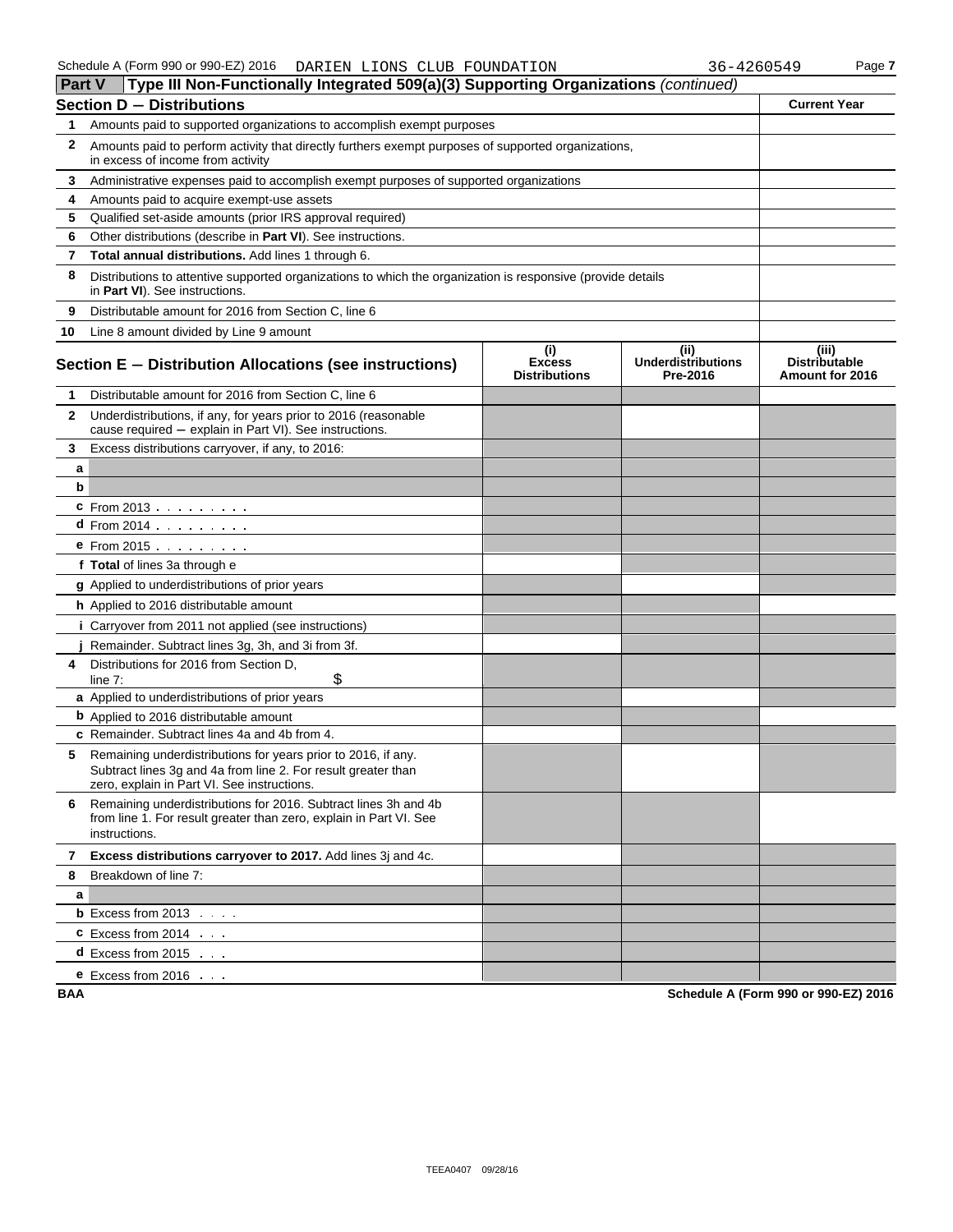Schedule A (Form 990 or 990-EZ) 2016 DARIEN LIONS CLUB FOUNDATION 36-4260549 Page 7

## Part V Type III Non-Functionally Integrated 509(a)(3) Supporting Organizations *(continued)*

### Section D − Distributions

| | | Current Year |
|---|---|---|
| 1 | Amounts paid to supported organizations to accomplish exempt purposes | |
| 2 | Amounts paid to perform activity that directly furthers exempt purposes of supported organizations, in excess of income from activity | |
| 3 | Administrative expenses paid to accomplish exempt purposes of supported organizations | |
| 4 | Amounts paid to acquire exempt-use assets | |
| 5 | Qualified set-aside amounts (prior IRS approval required) | |
| 6 | Other distributions (describe in **Part VI**). See instructions. | |
| 7 | **Total annual distributions.** Add lines 1 through 6. | |
| 8 | Distributions to attentive supported organizations to which the organization is responsive (provide details in **Part VI**). See instructions. | |
| 9 | Distributable amount for 2016 from Section C, line 6 | |
| 10 | Line 8 amount divided by Line 9 amount | |

### Section E − Distribution Allocations (see instructions)

| | | (i) Excess Distributions | (ii) Underdistributions Pre-2016 | (iii) Distributable Amount for 2016 |
|---|---|---|---|---|
| 1 | Distributable amount for 2016 from Section C, line 6 | | | |
| 2 | Underdistributions, if any, for years prior to 2016 (reasonable cause required − explain in Part VI). See instructions. | | | |
| 3 | Excess distributions carryover, if any, to 2016: | | | |
| a | | | | |
| b | | | | |
| c | From 2013 | | | |
| d | From 2014 | | | |
| e | From 2015 | | | |
| f | **Total** of lines 3a through e | | | |
| g | Applied to underdistributions of prior years | | | |
| h | Applied to 2016 distributable amount | | | |
| i | Carryover from 2011 not applied (see instructions) | | | |
| j | Remainder. Subtract lines 3g, 3h, and 3i from 3f. | | | |
| 4 | Distributions for 2016 from Section D, line 7: $ | | | |
| a | Applied to underdistributions of prior years | | | |
| b | Applied to 2016 distributable amount | | | |
| c | Remainder. Subtract lines 4a and 4b from 4. | | | |
| 5 | Remaining underdistributions for years prior to 2016, if any. Subtract lines 3g and 4a from line 2. For result greater than zero, explain in Part VI. See instructions. | | | |
| 6 | Remaining underdistributions for 2016. Subtract lines 3h and 4b from line 1. For result greater than zero, explain in Part VI. See instructions. | | | |
| 7 | **Excess distributions carryover to 2017.** Add lines 3j and 4c. | | | |
| 8 | Breakdown of line 7: | | | |
| a | | | | |
| b | Excess from 2013 | | | |
| c | Excess from 2014 | | | |
| d | Excess from 2015 | | | |
| e | Excess from 2016 | | | |

BAA Schedule A (Form 990 or 990-EZ) 2016

TEEA0407 09/28/16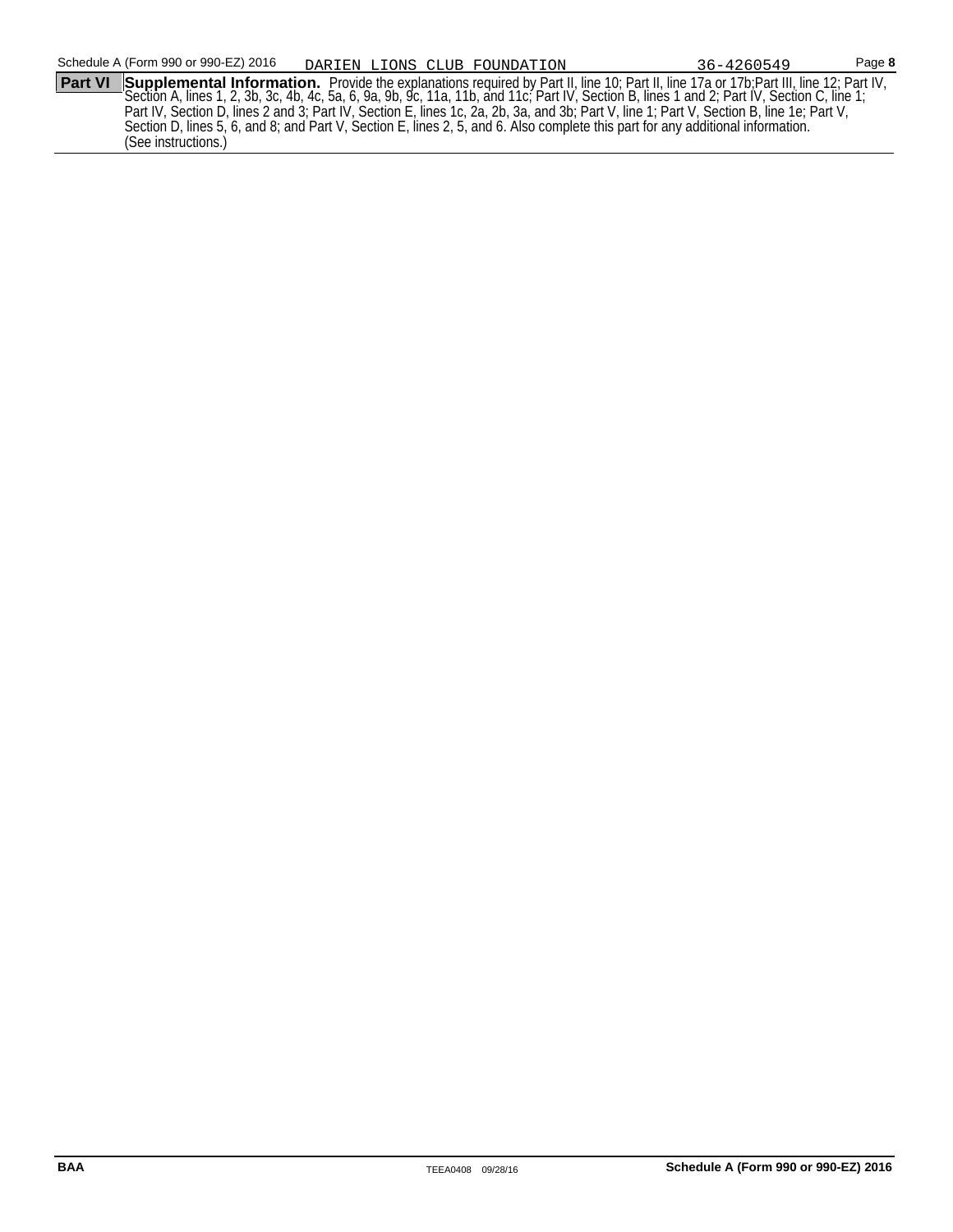Schedule A (Form 990 or 990-EZ) 2016 DARIEN LIONS CLUB FOUNDATION 36-4260549 Page **8**

**Part VI** **Supplemental Information.** Provide the explanations required by Part II, line 10; Part II, line 17a or 17b;Part III, line 12; Part IV, Section A, lines 1, 2, 3b, 3c, 4b, 4c, 5a, 6, 9a, 9b, 9c, 11a, 11b, and 11c; Part IV, Section B, lines 1 and 2; Part IV, Section C, line 1; Part IV, Section D, lines 2 and 3; Part IV, Section E, lines 1c, 2a, 2b, 3a, and 3b; Part V, line 1; Part V, Section B, line 1e; Part V, Section D, lines 5, 6, and 8; and Part V, Section E, lines 2, 5, and 6. Also complete this part for any additional information. (See instructions.)

BAA TEEA0408 09/28/16 **Schedule A (Form 990 or 990-EZ) 2016**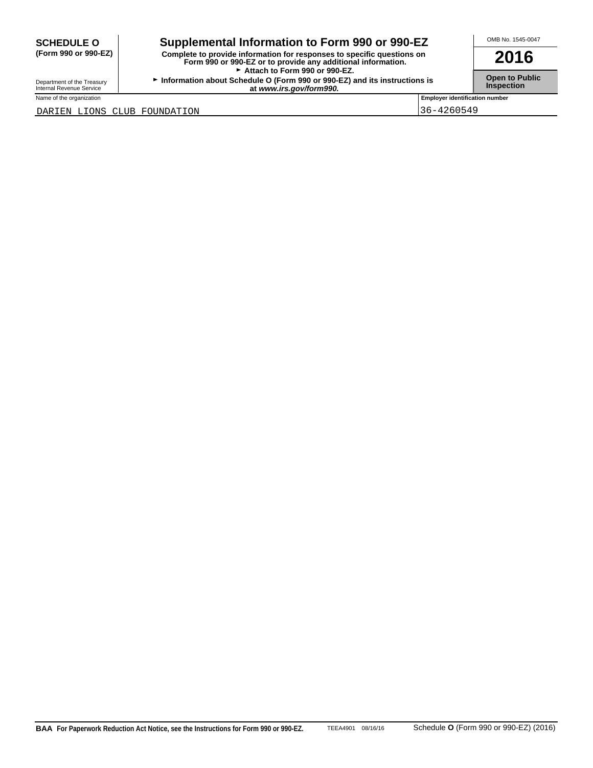**SCHEDULE O**
**(Form 990 or 990-EZ)**

Department of the Treasury
Internal Revenue Service

# Supplemental Information to Form 990 or 990-EZ

**Complete to provide information for responses to specific questions on Form 990 or 990-EZ or to provide any additional information.**
► **Attach to Form 990 or 990-EZ.**
► **Information about Schedule O (Form 990 or 990-EZ) and its instructions is at** ***www.irs.gov/form990.***

OMB No. 1545-0047

**2016**

**Open to Public Inspection**

| Name of the organization | Employer identification number |
|---|---|
| DARIEN LIONS CLUB FOUNDATION | 36-4260549 |

**BAA For Paperwork Reduction Act Notice, see the Instructions for Form 990 or 990-EZ.** TEEA4901 08/16/16 Schedule **O** (Form 990 or 990-EZ) (2016)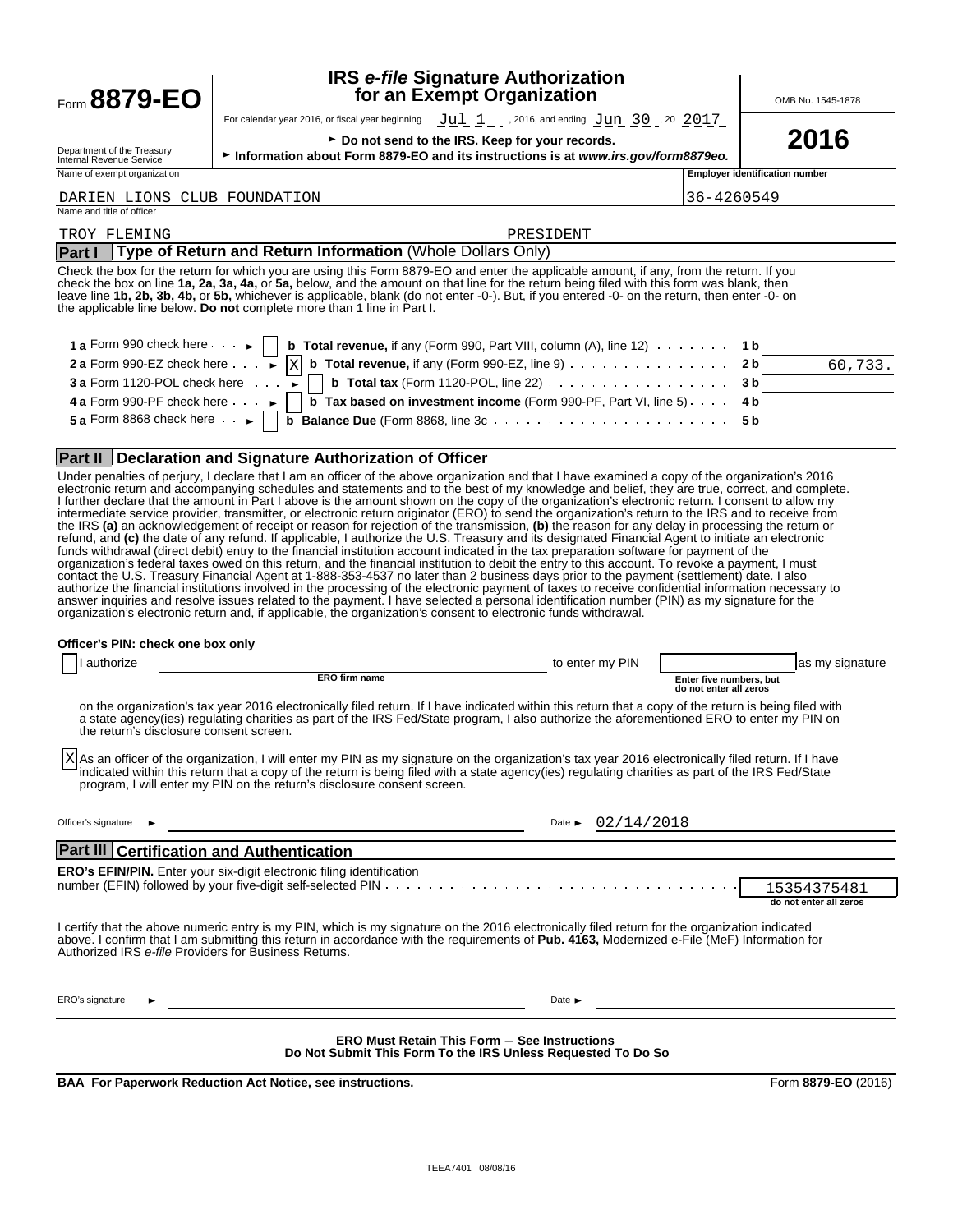Form **8879-EO**

Department of the Treasury
Internal Revenue Service

# IRS *e-file* Signature Authorization for an Exempt Organization

For calendar year 2016, or fiscal year beginning Jul 1, 2016, and ending Jun 30, 20 2017

► Do not send to the IRS. Keep for your records.

► Information about Form 8879-EO and its instructions is at *www.irs.gov/form8879eo.*

OMB No. 1545-1878

**2016**

Name of exempt organization: DARIEN LIONS CLUB FOUNDATION

Employer identification number: 36-4260549

Name and title of officer: TROY FLEMING PRESIDENT

## Part I Type of Return and Return Information (Whole Dollars Only)

Check the box for the return for which you are using this Form 8879-EO and enter the applicable amount, if any, from the return. If you check the box on line **1a, 2a, 3a, 4a,** or **5a,** below, and the amount on that line for the return being filed with this form was blank, then leave line **1b, 2b, 3b, 4b,** or **5b,** whichever is applicable, blank (do not enter -0-). But, if you entered -0- on the return, then enter -0- on the applicable line below. **Do not** complete more than 1 line in Part I.

| | | | |
|---|---|---|---|
| **1 a** Form 990 check here ► [ ] | **b Total revenue,** if any (Form 990, Part VIII, column (A), line 12) | **1 b** | |
| **2 a** Form 990-EZ check here ► [X] | **b Total revenue,** if any (Form 990-EZ, line 9) | **2 b** | 60,733. |
| **3 a** Form 1120-POL check here ► [ ] | **b Total tax** (Form 1120-POL, line 22) | **3 b** | |
| **4 a** Form 990-PF check here ► [ ] | **b Tax based on investment income** (Form 990-PF, Part VI, line 5) | **4 b** | |
| **5 a** Form 8868 check here ► [ ] | **b Balance Due** (Form 8868, line 3c | **5 b** | |

## Part II Declaration and Signature Authorization of Officer

Under penalties of perjury, I declare that I am an officer of the above organization and that I have examined a copy of the organization's 2016 electronic return and accompanying schedules and statements and to the best of my knowledge and belief, they are true, correct, and complete. I further declare that the amount in Part I above is the amount shown on the copy of the organization's electronic return. I consent to allow my intermediate service provider, transmitter, or electronic return originator (ERO) to send the organization's return to the IRS and to receive from the IRS **(a)** an acknowledgement of receipt or reason for rejection of the transmission, **(b)** the reason for any delay in processing the return or refund, and **(c)** the date of any refund. If applicable, I authorize the U.S. Treasury and its designated Financial Agent to initiate an electronic funds withdrawal (direct debit) entry to the financial institution account indicated in the tax preparation software for payment of the organization's federal taxes owed on this return, and the financial institution to debit the entry to this account. To revoke a payment, I must contact the U.S. Treasury Financial Agent at 1-888-353-4537 no later than 2 business days prior to the payment (settlement) date. I also authorize the financial institutions involved in the processing of the electronic payment of taxes to receive confidential information necessary to answer inquiries and resolve issues related to the payment. I have selected a personal identification number (PIN) as my signature for the organization's electronic return and, if applicable, the organization's consent to electronic funds withdrawal.

**Officer's PIN: check one box only**

[ ] I authorize ______________ (ERO firm name) to enter my PIN ______ (Enter five numbers, but do not enter all zeros) as my signature

on the organization's tax year 2016 electronically filed return. If I have indicated within this return that a copy of the return is being filed with a state agency(ies) regulating charities as part of the IRS Fed/State program, I also authorize the aforementioned ERO to enter my PIN on the return's disclosure consent screen.

[X] As an officer of the organization, I will enter my PIN as my signature on the organization's tax year 2016 electronically filed return. If I have indicated within this return that a copy of the return is being filed with a state agency(ies) regulating charities as part of the IRS Fed/State program, I will enter my PIN on the return's disclosure consent screen.

Officer's signature ► ______________ Date ► 02/14/2018

## Part III Certification and Authentication

**ERO's EFIN/PIN.** Enter your six-digit electronic filing identification number (EFIN) followed by your five-digit self-selected PIN: 15354375481 (do not enter all zeros)

I certify that the above numeric entry is my PIN, which is my signature on the 2016 electronically filed return for the organization indicated above. I confirm that I am submitting this return in accordance with the requirements of **Pub. 4163,** Modernized e-File (MeF) Information for Authorized IRS *e-file* Providers for Business Returns.

ERO's signature ► ______________ Date ► ______________

**ERO Must Retain This Form – See Instructions**
**Do Not Submit This Form To the IRS Unless Requested To Do So**

**BAA For Paperwork Reduction Act Notice, see instructions.** Form **8879-EO** (2016)

TEEA7401 08/08/16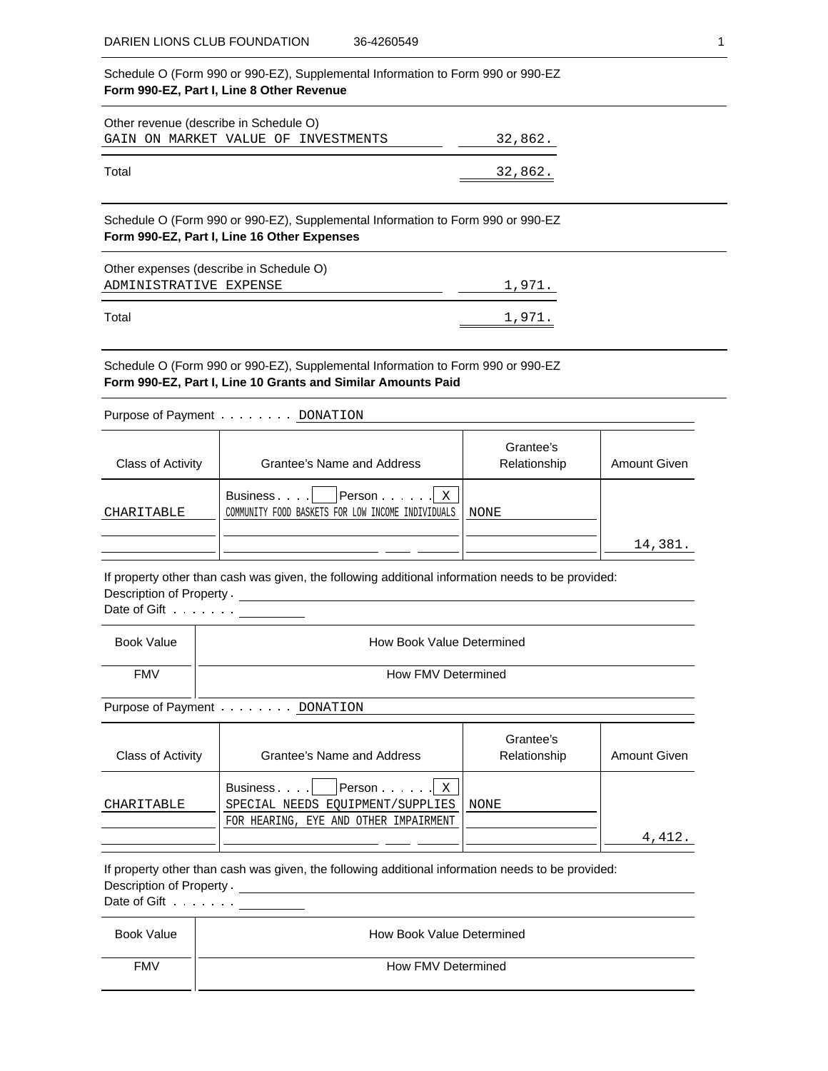DARIEN LIONS CLUB FOUNDATION 36-4260549

Schedule O (Form 990 or 990-EZ), Supplemental Information to Form 990 or 990-EZ
**Form 990-EZ, Part I, Line 8 Other Revenue**

| Other revenue (describe in Schedule O) | |
|---|---|
| GAIN ON MARKET VALUE OF INVESTMENTS | 32,862. |
| Total | 32,862. |

Schedule O (Form 990 or 990-EZ), Supplemental Information to Form 990 or 990-EZ
**Form 990-EZ, Part I, Line 16 Other Expenses**

| Other expenses (describe in Schedule O) | |
|---|---|
| ADMINISTRATIVE EXPENSE | 1,971. |
| Total | 1,971. |

Schedule O (Form 990 or 990-EZ), Supplemental Information to Form 990 or 990-EZ
**Form 990-EZ, Part I, Line 10 Grants and Similar Amounts Paid**

Purpose of Payment . . . . . . . . DONATION

| Class of Activity | Grantee's Name and Address | Grantee's Relationship | Amount Given |
|---|---|---|---|
| CHARITABLE | Business . . . . [ ] Person . . . . . . [X]<br>COMMUNITY FOOD BASKETS FOR LOW INCOME INDIVIDUALS | NONE | 14,381. |

If property other than cash was given, the following additional information needs to be provided:
Description of Property .
Date of Gift . . . . . . .

| Book Value | How Book Value Determined |
|---|---|
| FMV | How FMV Determined |

Purpose of Payment . . . . . . . . DONATION

| Class of Activity | Grantee's Name and Address | Grantee's Relationship | Amount Given |
|---|---|---|---|
| CHARITABLE | Business . . . . [ ] Person . . . . . . [X]<br>SPECIAL NEEDS EQUIPMENT/SUPPLIES<br>FOR HEARING, EYE AND OTHER IMPAIRMENT | NONE | 4,412. |

If property other than cash was given, the following additional information needs to be provided:
Description of Property .
Date of Gift . . . . . . .

| Book Value | How Book Value Determined |
|---|---|
| FMV | How FMV Determined |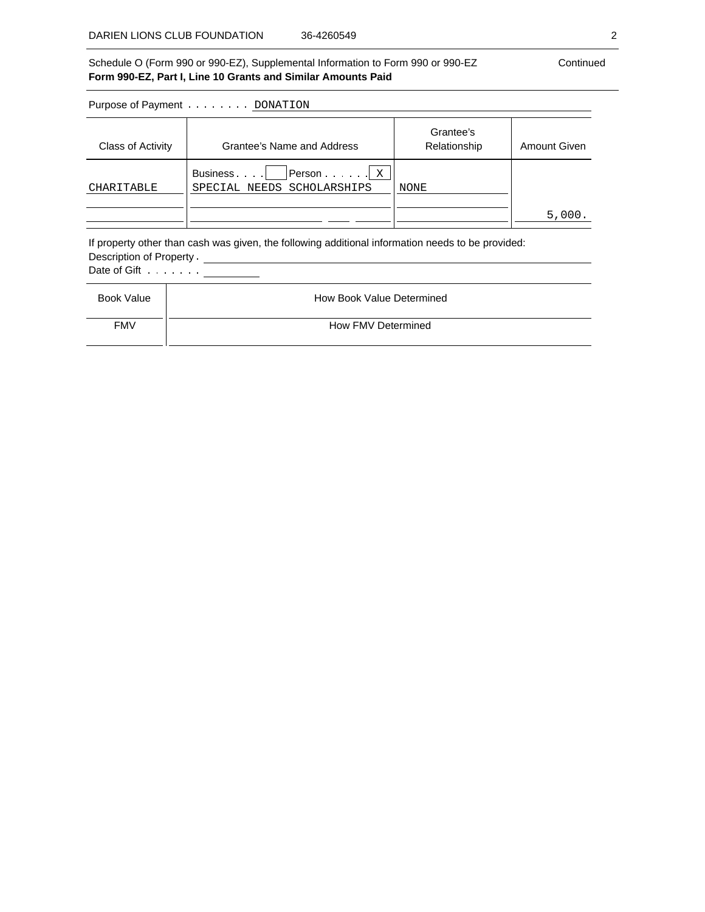Schedule O (Form 990 or 990-EZ), Supplemental Information to Form 990 or 990-EZ Continued

**Form 990-EZ, Part I, Line 10 Grants and Similar Amounts Paid**

Purpose of Payment . . . . . . . . DONATION

| Class of Activity | Grantee's Name and Address | Grantee's Relationship | Amount Given |
|---|---|---|---|
| CHARITABLE | Business . . . . [ ] Person . . . . . . [X] SPECIAL NEEDS SCHOLARSHIPS | NONE | 5,000. |

If property other than cash was given, the following additional information needs to be provided:

Description of Property .

Date of Gift . . . . . . .

| Book Value | How Book Value Determined |
|---|---|
| FMV | How FMV Determined |